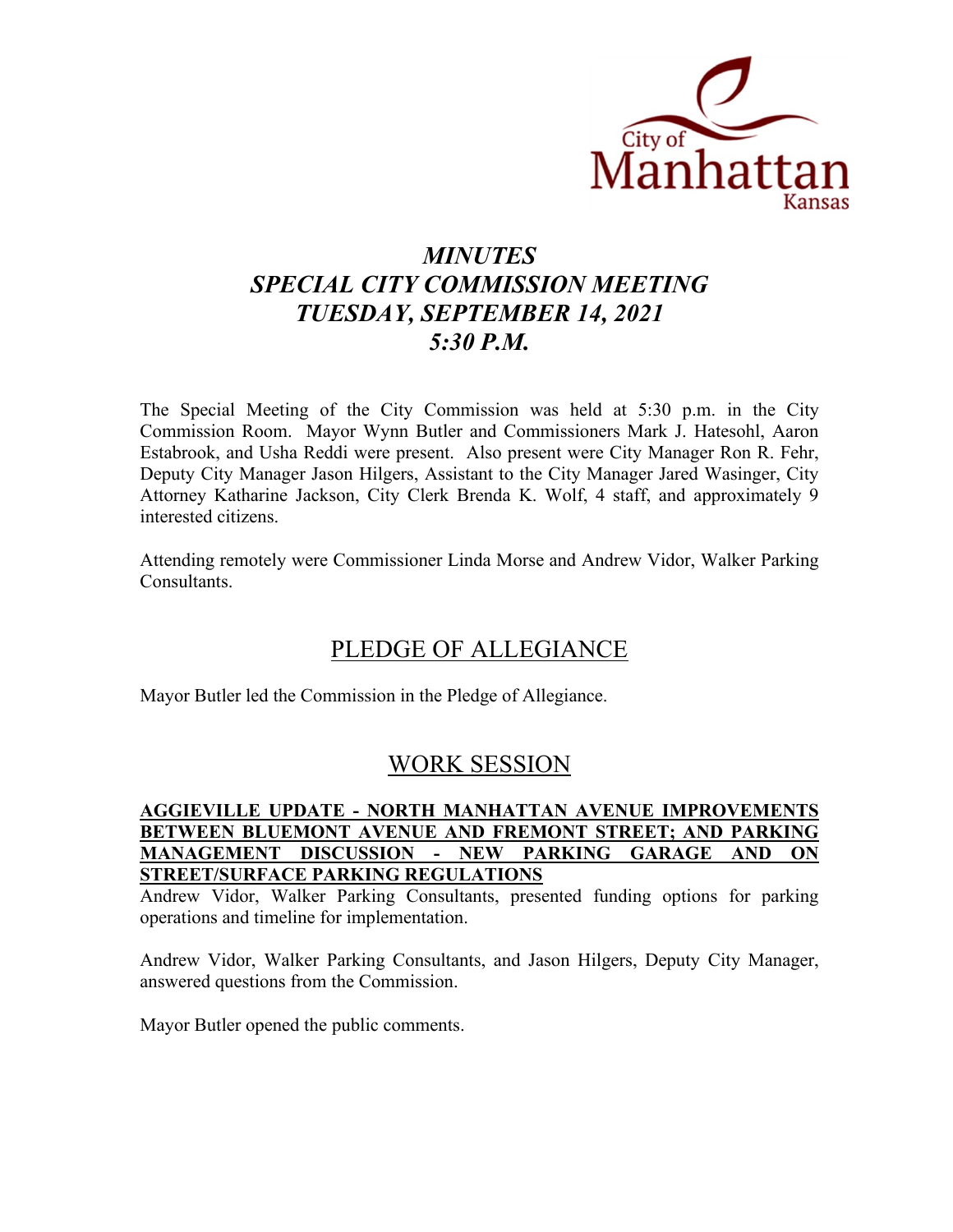# *MINUTES*
# *SPECIAL CITY COMMISSION MEETING*
# *TUESDAY, SEPTEMBER 14, 2021*
# *5:30 P.M.*

The Special Meeting of the City Commission was held at 5:30 p.m. in the City Commission Room. Mayor Wynn Butler and Commissioners Mark J. Hatesohl, Aaron Estabrook, and Usha Reddi were present. Also present were City Manager Ron R. Fehr, Deputy City Manager Jason Hilgers, Assistant to the City Manager Jared Wasinger, City Attorney Katharine Jackson, City Clerk Brenda K. Wolf, 4 staff, and approximately 9 interested citizens.

Attending remotely were Commissioner Linda Morse and Andrew Vidor, Walker Parking Consultants.

## PLEDGE OF ALLEGIANCE

Mayor Butler led the Commission in the Pledge of Allegiance.

## WORK SESSION

**AGGIEVILLE UPDATE - NORTH MANHATTAN AVENUE IMPROVEMENTS BETWEEN BLUEMONT AVENUE AND FREMONT STREET; AND PARKING MANAGEMENT DISCUSSION - NEW PARKING GARAGE AND ON STREET/SURFACE PARKING REGULATIONS**

Andrew Vidor, Walker Parking Consultants, presented funding options for parking operations and timeline for implementation.

Andrew Vidor, Walker Parking Consultants, and Jason Hilgers, Deputy City Manager, answered questions from the Commission.

Mayor Butler opened the public comments.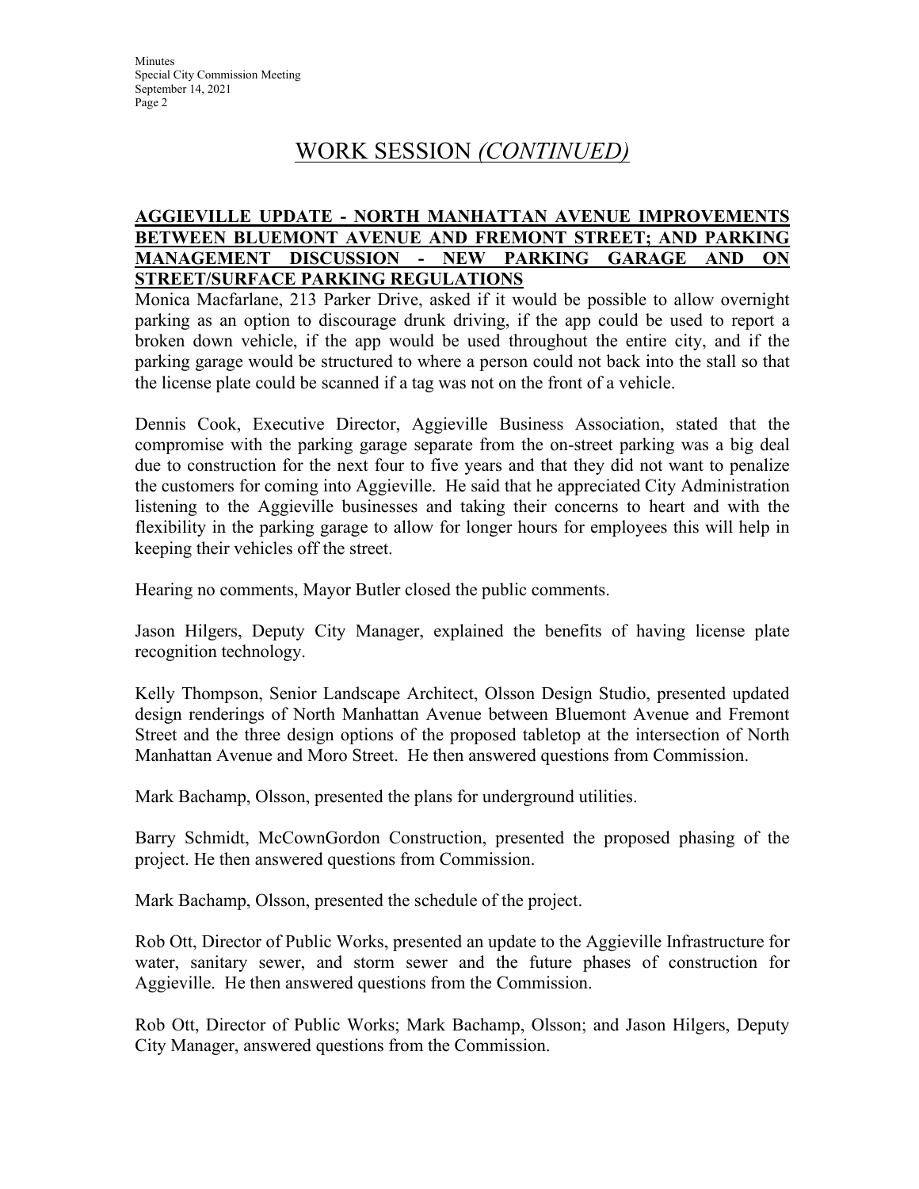# WORK SESSION *(CONTINUED)*

**AGGIEVILLE UPDATE - NORTH MANHATTAN AVENUE IMPROVEMENTS BETWEEN BLUEMONT AVENUE AND FREMONT STREET; AND PARKING MANAGEMENT DISCUSSION - NEW PARKING GARAGE AND ON STREET/SURFACE PARKING REGULATIONS**

Monica Macfarlane, 213 Parker Drive, asked if it would be possible to allow overnight parking as an option to discourage drunk driving, if the app could be used to report a broken down vehicle, if the app would be used throughout the entire city, and if the parking garage would be structured to where a person could not back into the stall so that the license plate could be scanned if a tag was not on the front of a vehicle.

Dennis Cook, Executive Director, Aggieville Business Association, stated that the compromise with the parking garage separate from the on-street parking was a big deal due to construction for the next four to five years and that they did not want to penalize the customers for coming into Aggieville. He said that he appreciated City Administration listening to the Aggieville businesses and taking their concerns to heart and with the flexibility in the parking garage to allow for longer hours for employees this will help in keeping their vehicles off the street.

Hearing no comments, Mayor Butler closed the public comments.

Jason Hilgers, Deputy City Manager, explained the benefits of having license plate recognition technology.

Kelly Thompson, Senior Landscape Architect, Olsson Design Studio, presented updated design renderings of North Manhattan Avenue between Bluemont Avenue and Fremont Street and the three design options of the proposed tabletop at the intersection of North Manhattan Avenue and Moro Street. He then answered questions from Commission.

Mark Bachamp, Olsson, presented the plans for underground utilities.

Barry Schmidt, McCownGordon Construction, presented the proposed phasing of the project. He then answered questions from Commission.

Mark Bachamp, Olsson, presented the schedule of the project.

Rob Ott, Director of Public Works, presented an update to the Aggieville Infrastructure for water, sanitary sewer, and storm sewer and the future phases of construction for Aggieville. He then answered questions from the Commission.

Rob Ott, Director of Public Works; Mark Bachamp, Olsson; and Jason Hilgers, Deputy City Manager, answered questions from the Commission.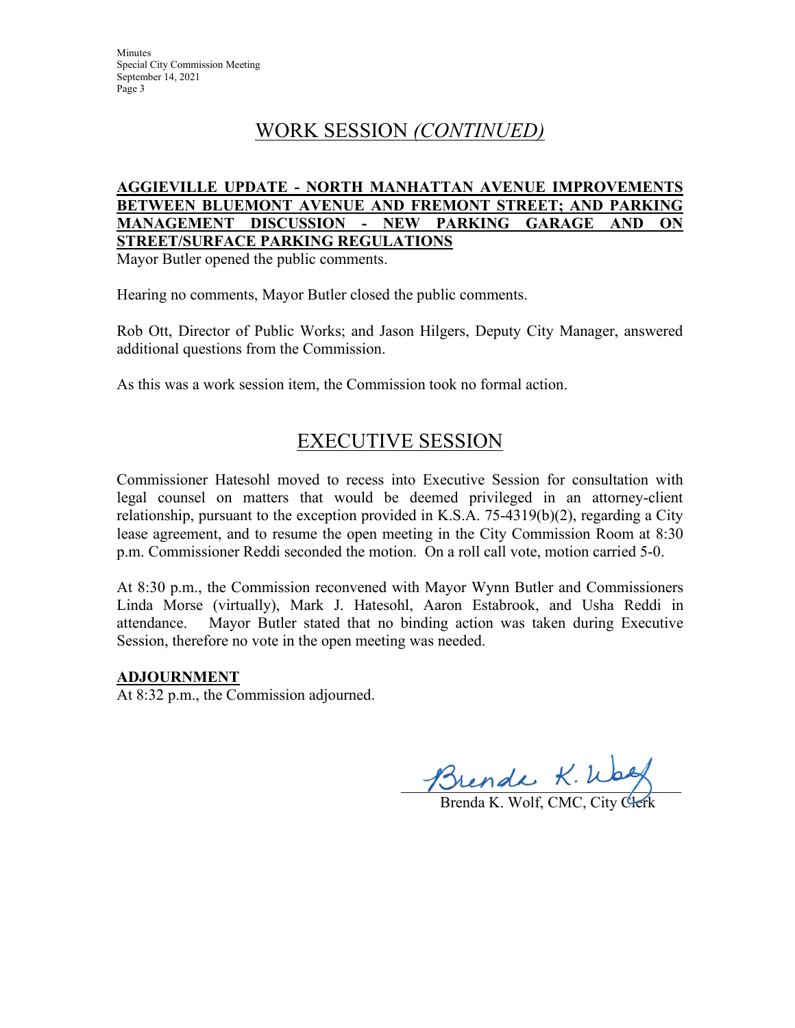## WORK SESSION *(CONTINUED)*

**AGGIEVILLE UPDATE - NORTH MANHATTAN AVENUE IMPROVEMENTS BETWEEN BLUEMONT AVENUE AND FREMONT STREET; AND PARKING MANAGEMENT DISCUSSION - NEW PARKING GARAGE AND ON STREET/SURFACE PARKING REGULATIONS**

Mayor Butler opened the public comments.

Hearing no comments, Mayor Butler closed the public comments.

Rob Ott, Director of Public Works; and Jason Hilgers, Deputy City Manager, answered additional questions from the Commission.

As this was a work session item, the Commission took no formal action.

## EXECUTIVE SESSION

Commissioner Hatesohl moved to recess into Executive Session for consultation with legal counsel on matters that would be deemed privileged in an attorney-client relationship, pursuant to the exception provided in K.S.A. 75-4319(b)(2), regarding a City lease agreement, and to resume the open meeting in the City Commission Room at 8:30 p.m. Commissioner Reddi seconded the motion. On a roll call vote, motion carried 5-0.

At 8:30 p.m., the Commission reconvened with Mayor Wynn Butler and Commissioners Linda Morse (virtually), Mark J. Hatesohl, Aaron Estabrook, and Usha Reddi in attendance. Mayor Butler stated that no binding action was taken during Executive Session, therefore no vote in the open meeting was needed.

**ADJOURNMENT**

At 8:32 p.m., the Commission adjourned.

Brenda K. Wolf

Brenda K. Wolf, CMC, City Clerk